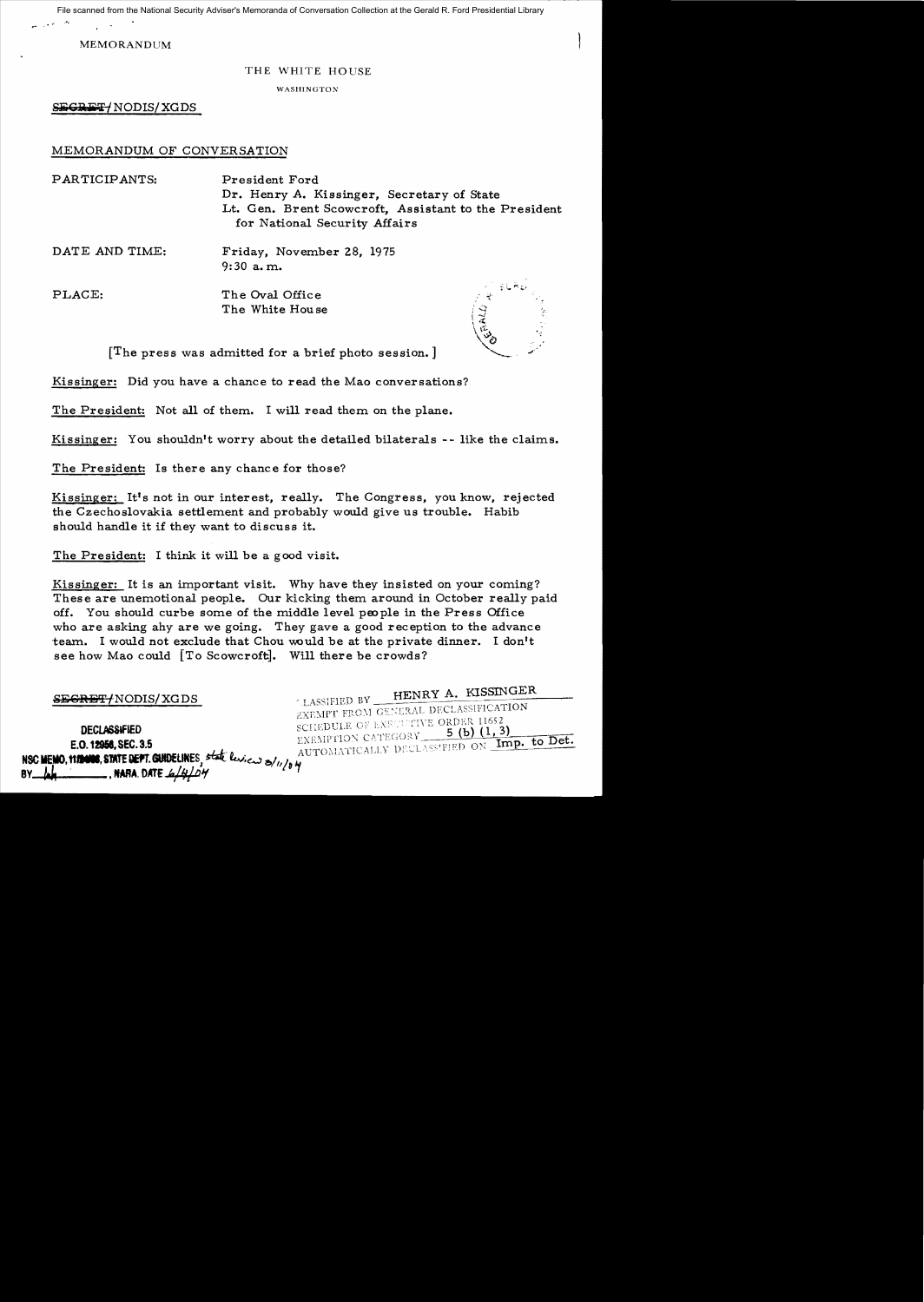File scanned from the National Security Adviser's Memoranda of Conversation Collection at the Gerald R. Ford Presidential Library

MEMORANDUM

THE WHITE HOUSE

WASHINGTON

~~SECRET~~/NODIS/XGDS

MEMORANDUM OF CONVERSATION

PARTICIPANTS: President Ford
Dr. Henry A. Kissinger, Secretary of State
Lt. Gen. Brent Scowcroft, Assistant to the President for National Security Affairs

DATE AND TIME: Friday, November 28, 1975
9:30 a.m.

PLACE: The Oval Office
The White House

[The press was admitted for a brief photo session.]

Kissinger: Did you have a chance to read the Mao conversations?

The President: Not all of them. I will read them on the plane.

Kissinger: You shouldn't worry about the detailed bilaterals -- like the claims.

The President: Is there any chance for those?

Kissinger: It's not in our interest, really. The Congress, you know, rejected the Czechoslovakia settlement and probably would give us trouble. Habib should handle it if they want to discuss it.

The President: I think it will be a good visit.

Kissinger: It is an important visit. Why have they insisted on your coming? These are unemotional people. Our kicking them around in October really paid off. You should curbe some of the middle level people in the Press Office who are asking ahy are we going. They gave a good reception to the advance team. I would not exclude that Chou would be at the private dinner. I don't see how Mao could [To Scowcroft]. Will there be crowds?

~~SECRET~~/NODIS/XGDS

CLASSIFIED BY HENRY A. KISSINGER
EXEMPT FROM GENERAL DECLASSIFICATION
SCHEDULE OF EXECUTIVE ORDER 11652
EXEMPTION CATEGORY 5 (b) (1, 3)
AUTOMATICALLY DECLASSIFIED ON Imp. to Det.

DECLASSIFIED
E.O. 12958, SEC. 3.5
NSC MEMO, 11/24/98, STATE DEPT. GUIDELINES, state review 3/11/04
BY lah, NARA, DATE 6/4/04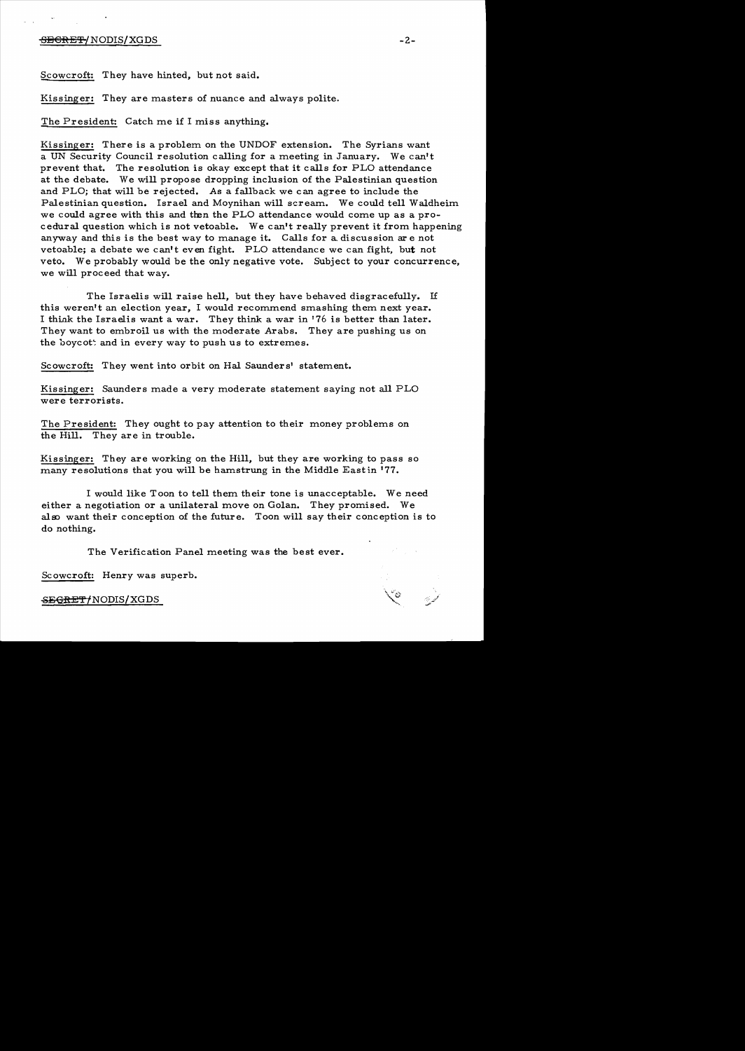Scowcroft: They have hinted, but not said.

Kissinger: They are masters of nuance and always polite.

The President: Catch me if I miss anything.

Kissinger: There is a problem on the UNDOF extension. The Syrians want a UN Security Council resolution calling for a meeting in January. We can't prevent that. The resolution is okay except that it calls for PLO attendance at the debate. We will propose dropping inclusion of the Palestinian question and PLO; that will be rejected. As a fallback we can agree to include the Palestinian question. Israel and Moynihan will scream. We could tell Waldheim we could agree with this and then the PLO attendance would come up as a procedural question which is not vetoable. We can't really prevent it from happening anyway and this is the best way to manage it. Calls for a discussion are not vetoable; a debate we can't even fight. PLO attendance we can fight, but not veto. We probably would be the only negative vote. Subject to your concurrence, we will proceed that way.

The Israelis will raise hell, but they have behaved disgracefully. If this weren't an election year, I would recommend smashing them next year. I think the Israelis want a war. They think a war in '76 is better than later. They want to embroil us with the moderate Arabs. They are pushing us on the boycott and in every way to push us to extremes.

Scowcroft: They went into orbit on Hal Saunders' statement.

Kissinger: Saunders made a very moderate statement saying not all PLO were terrorists.

The President: They ought to pay attention to their money problems on the Hill. They are in trouble.

Kissinger: They are working on the Hill, but they are working to pass so many resolutions that you will be hamstrung in the Middle East in '77.

I would like Toon to tell them their tone is unacceptable. We need either a negotiation or a unilateral move on Golan. They promised. We also want their conception of the future. Toon will say their conception is to do nothing.

The Verification Panel meeting was the best ever.

Scowcroft: Henry was superb.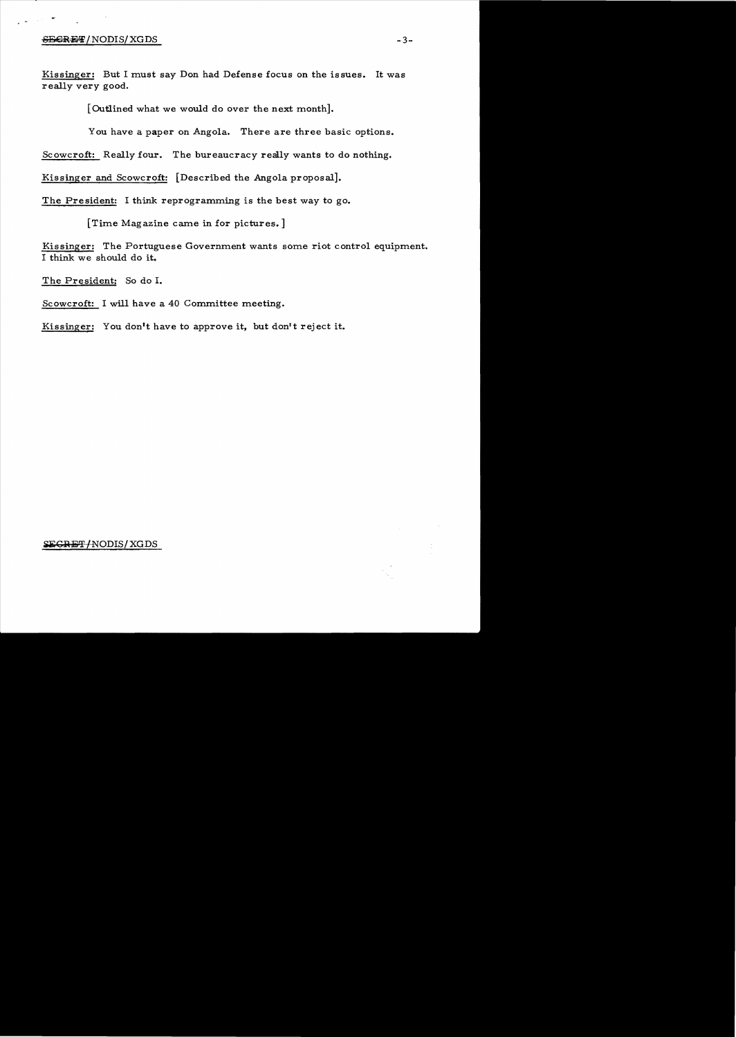SECRET/NODIS/XGDS

Kissinger: But I must say Don had Defense focus on the issues. It was really very good.

[Outlined what we would do over the next month].

You have a paper on Angola. There are three basic options.

Scowcroft: Really four. The bureaucracy really wants to do nothing.

Kissinger and Scowcroft: [Described the Angola proposal].

The President: I think reprogramming is the best way to go.

[Time Magazine came in for pictures.]

Kissinger: The Portuguese Government wants some riot control equipment. I think we should do it.

The President: So do I.

Scowcroft: I will have a 40 Committee meeting.

Kissinger: You don't have to approve it, but don't reject it.

SECRET/NODIS/XGDS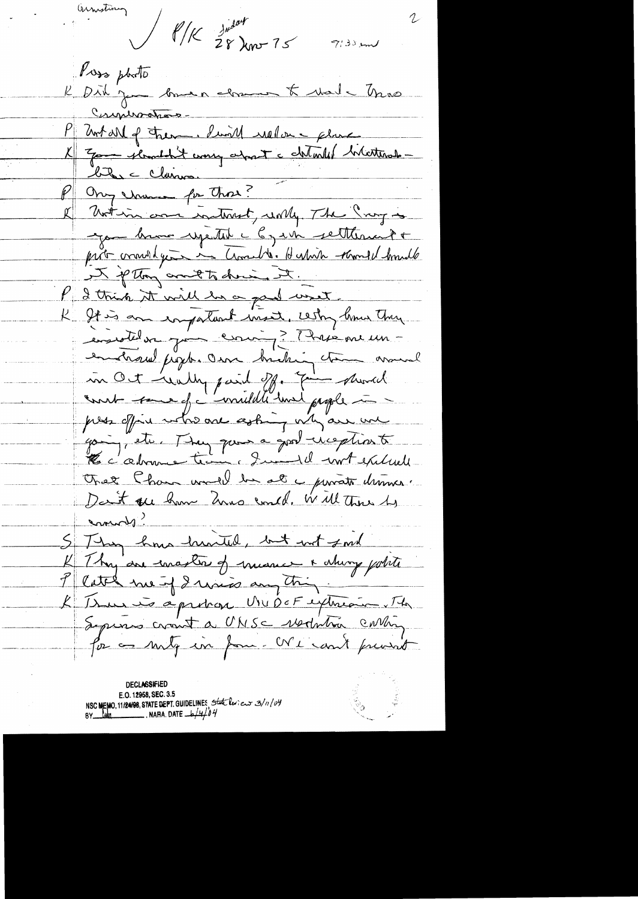Armstrong

✓ P/K Friday 28 Nov 75 7:33 am

Press photo

K Did you have a chance to read the Moro conversations.

P Most all of them. I will watch a place

K You shouldn't worry about the detailed bilateral – list of claims.

P Any chance for those?

K Not in our interest, really. The Cong is – you have rejected the Czech settlement & put conditions on Trade. Hartke would handle it if they want to drive it.

P I think it will be a good visit.

K It is an important visit. Why have they insisted on your coming? There are uncoordinated people. Our backing them around in Oct really paid off. You should meet some of the middle level people in – press office who are asking why are we going, etc. They gave a good reception to the advance team. I would not exclude that Chou would be at the private dinner. Don't see how Mao could. Will there be ... ?

S They have hinted, but not said

K They are masters of nuance & always polite

P Catch me if I miss anything.

K There is a problem UNDOF extension. The Syrians want a UNSC resolution calling for a mtg in four. We can't prevent

DECLASSIFIED
E.O. 12958, SEC. 3.5
NSC MEMO, 11/24/98, STATE DEPT. GUIDELINES State Review 3/11/04
BY dal, NARA, DATE 6/4/04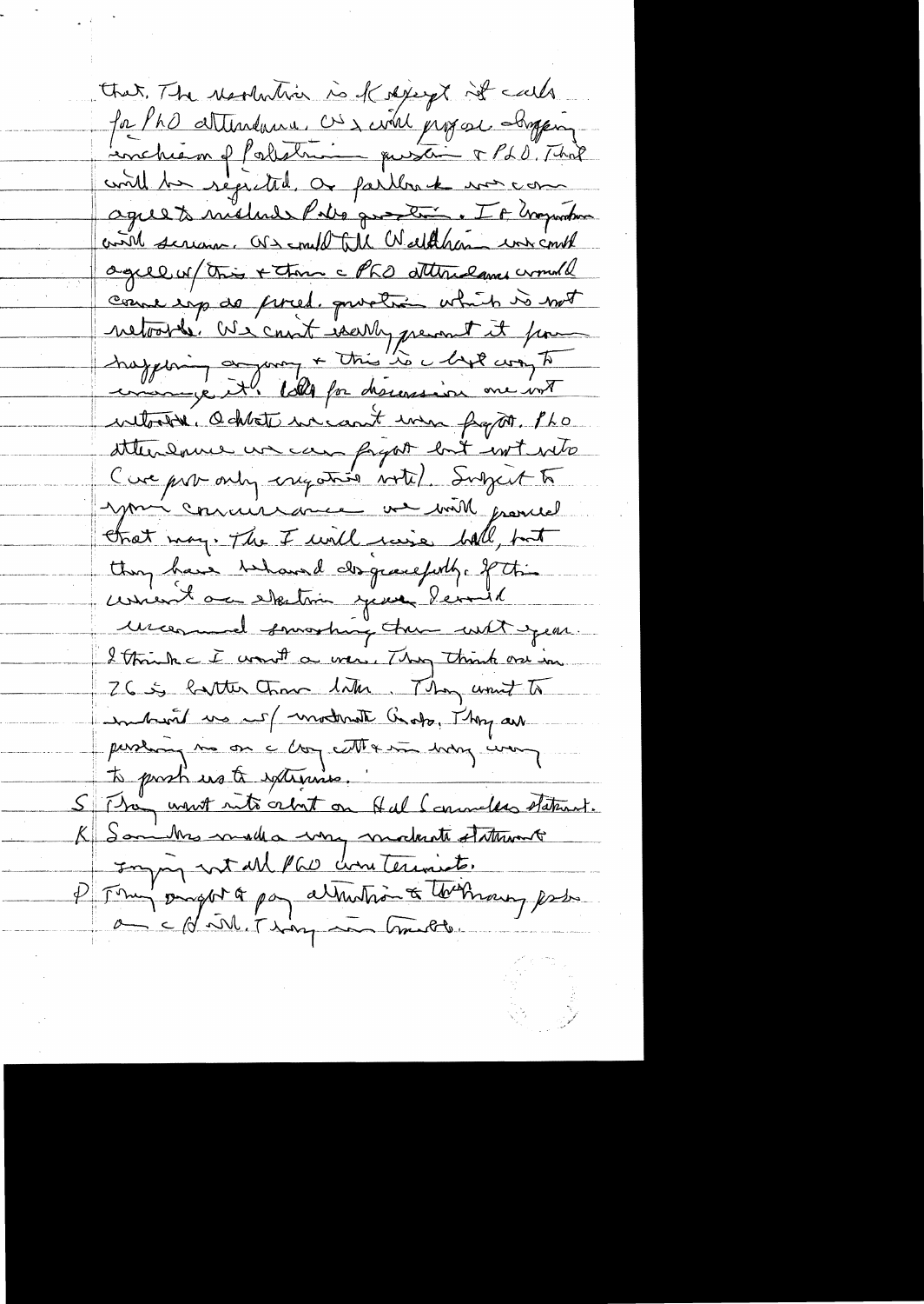that. The resolution is K, except it calls for PLO attendance. We will propose dropping inclusion of Palestinian question & PLO. That will be rejected, or perhaps we can agree to include Palestine question. If emergency with session. We could tell Waldheim we could agree w/ this & then a PLO attendance would come up as proced. question which is not vetoable. We can't really prevent it from happening anyway & this is a best way to manage it. Call for discussion one not vetoable. Debate we can't even fight. PLO attendance we can fight but not veto (we prob only enjoy this vote). Subject to your concurrence we will proceed that way. The F will raise hell, but they have behaved disgracefully. If this weren't an election year I would recommend smashing them next year.

I think a I won't a war. They think one in 76 is better than later. They want to embroil us w/ moderate Arabs. They are pushing us on a long-term way to push us to extremes.

S They went into orbit on Hal Saunders statement.

K Saunders made a very moderate statement saying not all PLO were terrorists.

P Trying ought to pay attention to those many probs on a B. will. They are trouble.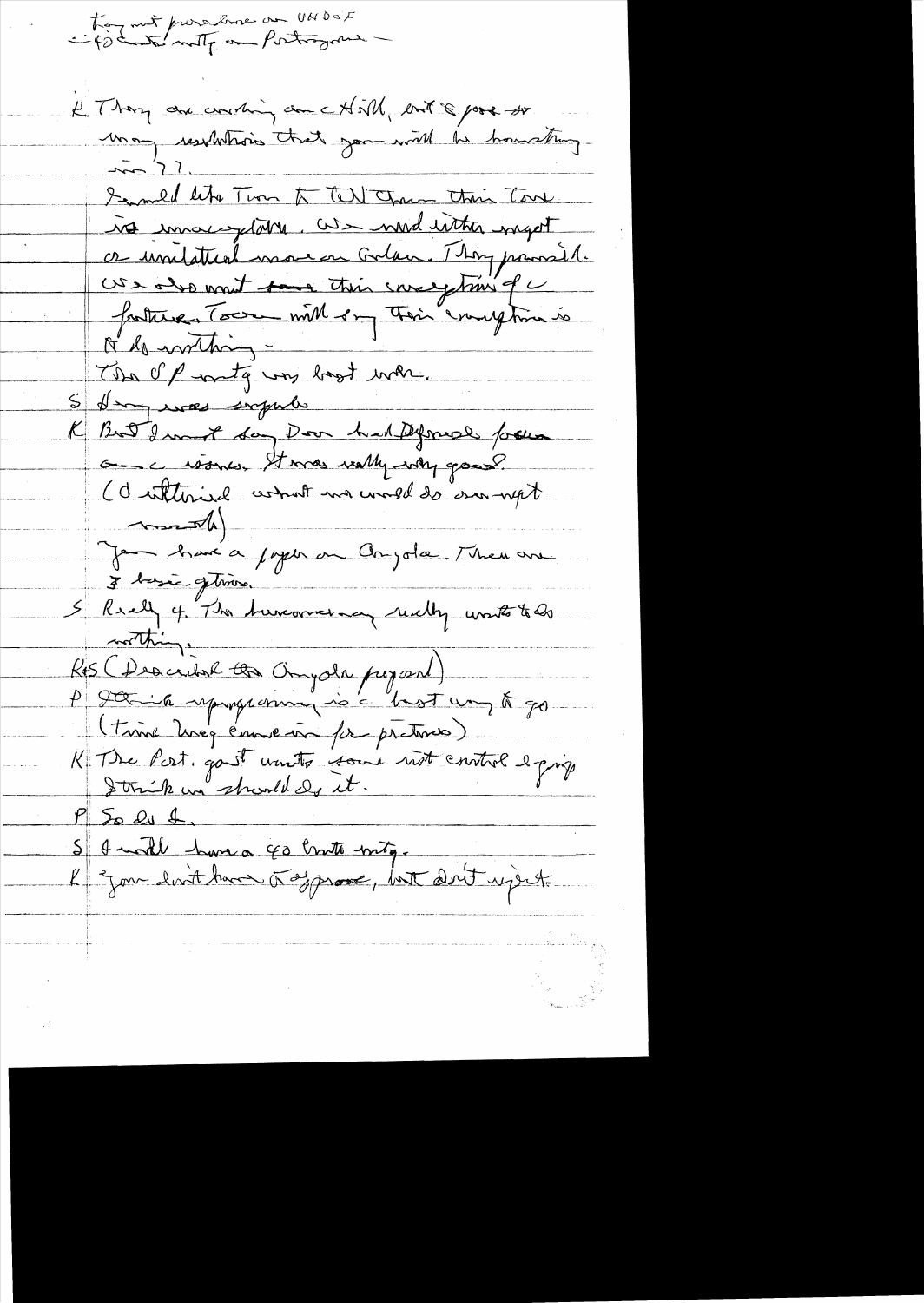Troop [?] must prove here on UNDOF
– 40 [?] mtg on Portuguese –

K They are working on c Hill, but I fear so many resolutions that you will be [?] [?] '77.

I would like Tom to tell them this tone is unacceptable. We need either a [?] or unilateral move on Golan. They promised. We also want [?] their conception of a future. Tom will say their conception is to do nothing –

The SP mtg was best ever.

S [?] was superb

K But I must say Don had [?] focus on issues. It was really very good.

(I [?] what we could do over next month)

You have a paper on Angola. There are 3 basic options.

S Really 4. The bureaucracy really wants to do nothing.

K+S (Described the Angola proposal)

P I think [?] is a best way to go (Time [?] come in for pictures)

K The Port. govt wants some [?] control & [?]

I think we should do it.

P So do I.

S I would have a 40 [?] mtg.

K You don't have to approve, but don't reject.